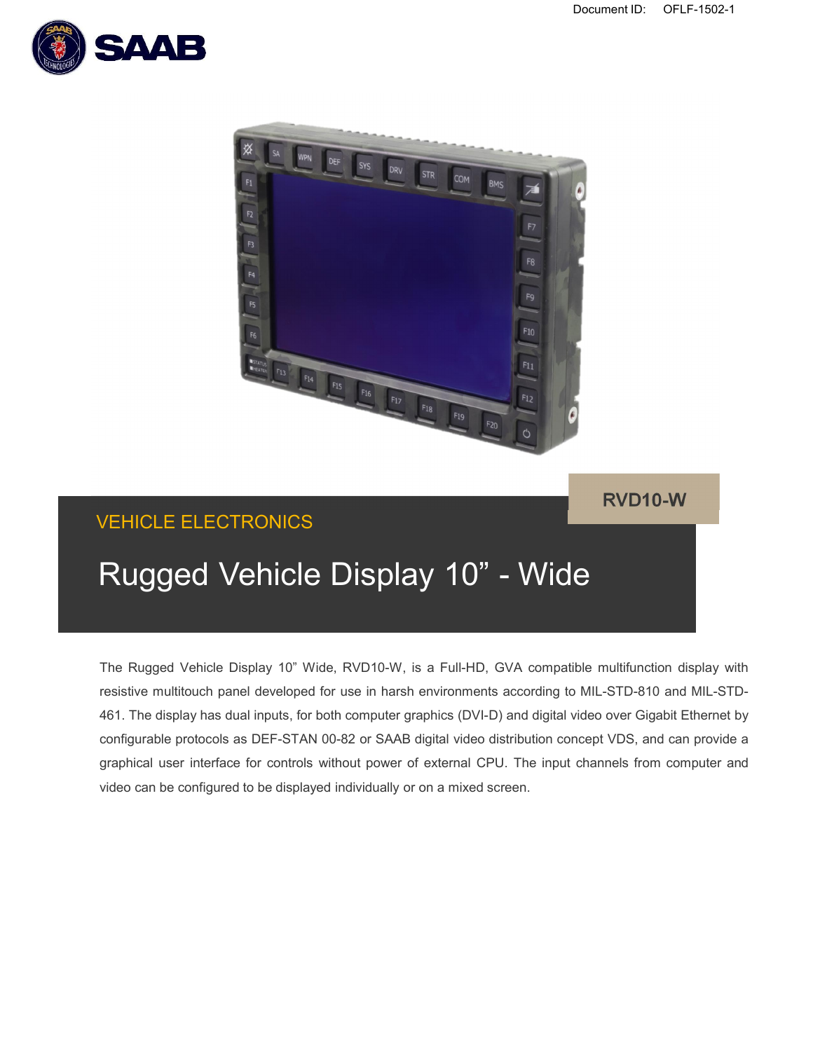Document ID: OFLF-1502-1

RVD10-W

VEHICLE ELECTRONICS

# Rugged Vehicle Display 10” - Wide

The Rugged Vehicle Display 10” Wide, RVD10-W, is a Full-HD, GVA compatible multifunction display with resistive multitouch panel developed for use in harsh environments according to MIL-STD-810 and MIL-STD-461. The display has dual inputs, for both computer graphics (DVI-D) and digital video over Gigabit Ethernet by configurable protocols as DEF-STAN 00-82 or SAAB digital video distribution concept VDS, and can provide a graphical user interface for controls without power of external CPU. The input channels from computer and video can be configured to be displayed individually or on a mixed screen.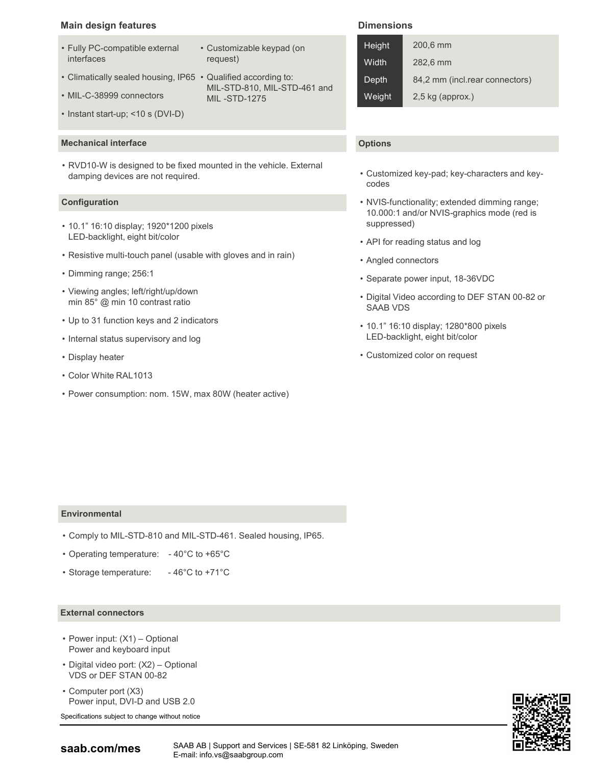## Main design features

- Fully PC-compatible external interfaces
- Climatically sealed housing, IP65
- MIL-C-38999 connectors
- Instant start-up; <10 s (DVI-D)
- Customizable keypad (on request)
- Qualified according to: MIL-STD-810, MIL-STD-461 and MIL -STD-1275

## Mechanical interface

- RVD10-W is designed to be fixed mounted in the vehicle. External damping devices are not required.

## Configuration

- 10.1” 16:10 display; 1920*1200 pixels LED-backlight, eight bit/color
- Resistive multi-touch panel (usable with gloves and in rain)
- Dimming range; 256:1
- Viewing angles; left/right/up/down min 85° @ min 10 contrast ratio
- Up to 31 function keys and 2 indicators
- Internal status supervisory and log
- Display heater
- Color White RAL1013
- Power consumption: nom. 15W, max 80W (heater active)

## Dimensions

| | |
|---|---|
| Height | 200,6 mm |
| Width | 282,6 mm |
| Depth | 84,2 mm (incl.rear connectors) |
| Weight | 2,5 kg (approx.) |

## Options

- Customized key-pad; key-characters and key-codes
- NVIS-functionality; extended dimming range; 10.000:1 and/or NVIS-graphics mode (red is suppressed)
- API for reading status and log
- Angled connectors
- Separate power input, 18-36VDC
- Digital Video according to DEF STAN 00-82 or SAAB VDS
- 10.1” 16:10 display; 1280*800 pixels LED-backlight, eight bit/color
- Customized color on request

## Environmental

- Comply to MIL-STD-810 and MIL-STD-461. Sealed housing, IP65.
- Operating temperature: - 40°C to +65°C
- Storage temperature: - 46°C to +71°C

## External connectors

- Power input: (X1) – Optional Power and keyboard input
- Digital video port: (X2) – Optional VDS or DEF STAN 00-82
- Computer port (X3) Power input, DVI-D and USB 2.0

Specifications subject to change without notice

**saab.com/mes**

SAAB AB | Support and Services | SE-581 82 Linköping, Sweden
E-mail: info.vs@saabgroup.com